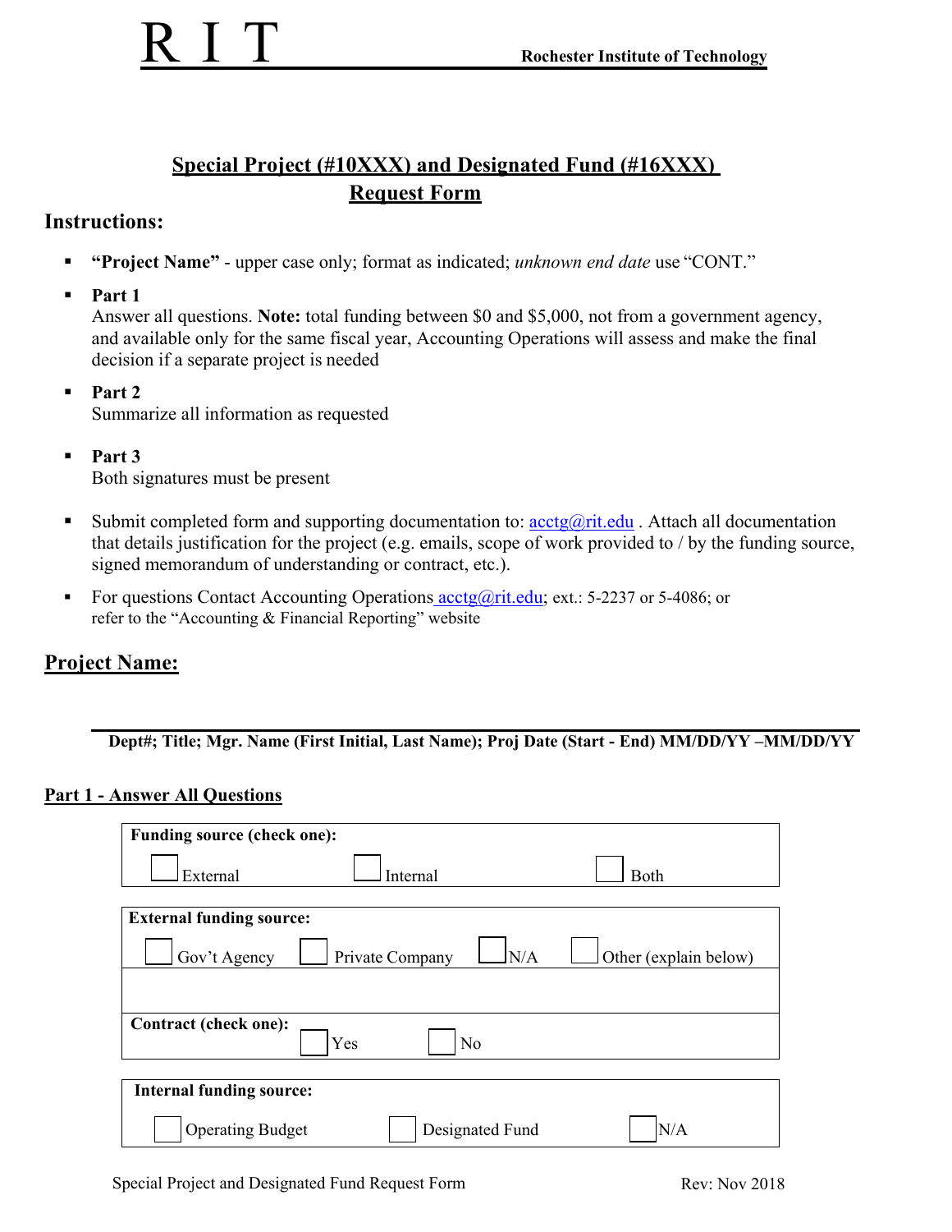**R I T** **Rochester Institute of Technology**

# Special Project (#10XXX) and Designated Fund (#16XXX) Request Form

## Instructions:

- **"Project Name"** - upper case only; format as indicated; *unknown end date* use "CONT."
- **Part 1**
  Answer all questions. **Note:** total funding between $0 and $5,000, not from a government agency, and available only for the same fiscal year, Accounting Operations will assess and make the final decision if a separate project is needed
- **Part 2**
  Summarize all information as requested
- **Part 3**
  Both signatures must be present
- Submit completed form and supporting documentation to: acctg@rit.edu . Attach all documentation that details justification for the project (e.g. emails, scope of work provided to / by the funding source, signed memorandum of understanding or contract, etc.).
- For questions Contact Accounting Operations acctg@rit.edu; ext.: 5-2237 or 5-4086; or refer to the "Accounting & Financial Reporting" website

## Project Name:

\_\_\_\_\_\_\_\_\_\_\_\_\_\_\_\_\_\_\_\_\_\_\_\_\_\_\_\_\_\_\_\_\_\_\_\_\_\_\_\_\_\_\_\_\_\_\_\_\_\_\_\_\_\_\_\_\_\_

**Dept#; Title; Mgr. Name (First Initial, Last Name); Proj Date (Start - End) MM/DD/YY –MM/DD/YY**

## Part 1 - Answer All Questions

**Funding source (check one):**

☐ External ☐ Internal ☐ Both

**External funding source:**

☐ Gov't Agency ☐ Private Company ☐ N/A ☐ Other (explain below)

**Contract (check one):** ☐ Yes ☐ No

**Internal funding source:**

☐ Operating Budget ☐ Designated Fund ☐ N/A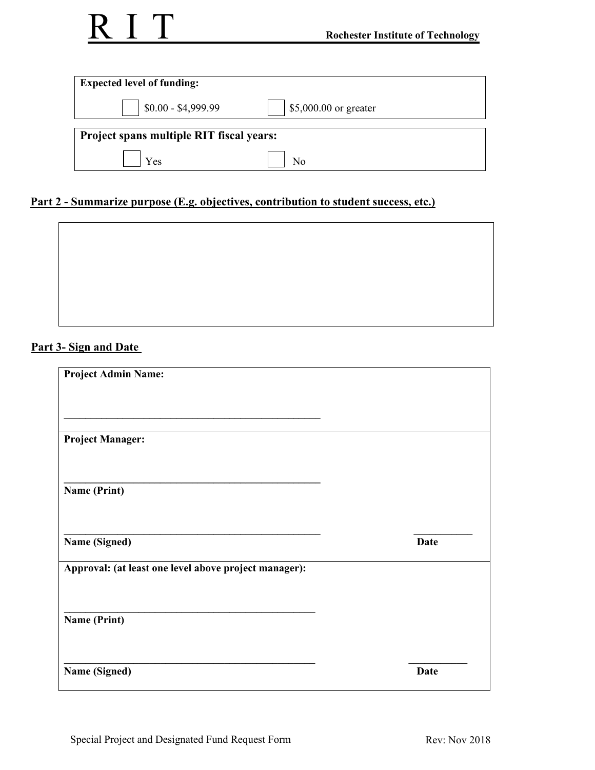**Expected level of funding:**

☐ $0.00 - $4,999.99 ☐ $5,000.00 or greater

**Project spans multiple RIT fiscal years:**

☐ Yes ☐ No

## Part 2 - Summarize purpose (E.g. objectives, contribution to student success, etc.)

## Part 3- Sign and Date

**Project Admin Name:**

_______________________________________________

**Project Manager:**

_______________________________________________
**Name (Print)**

_______________________________________________ ___________
**Name (Signed)** **Date**

**Approval: (at least one level above project manager):**

_______________________________________________
**Name (Print)**

_______________________________________________ ___________
**Name (Signed)** **Date**

Special Project and Designated Fund Request Form Rev: Nov 2018